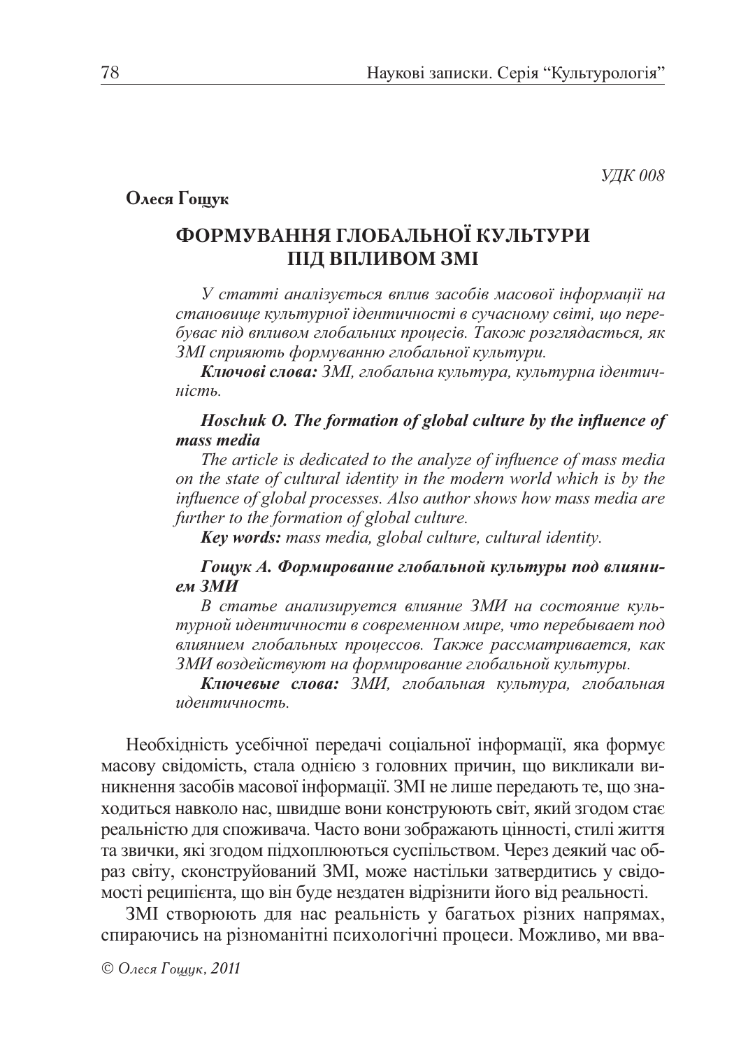*УДК 008*

**Олеся Гощук**

# ФОРМУВАННЯ ГЛОБАЛЬНОЇ КУЛЬТУРИ ПІД ВПЛИВОМ ЗМІ

*У статті аналізується вплив засобів масової інформації на становище культурної ідентичності в сучасному світі, що перебуває під впливом глобальних процесів. Також розглядається, як ЗМІ сприяють формуванню глобальної культури.*

***Ключові слова:*** *ЗМІ, глобальна культура, культурна ідентичність.*

***Hoschuk O. The formation of global culture by the influence of mass media***

*The article is dedicated to the analyze of influence of mass media on the state of cultural identity in the modern world which is by the influence of global processes. Also author shows how mass media are further to the formation of global culture.*

***Key words:*** *mass media, global culture, cultural identity.*

***Гощук А. Формирование глобальной культуры под влиянием ЗМИ***

*В статье анализируется влияние ЗМИ на состояние культурной идентичности в современном мире, что перебывает под влиянием глобальных процессов. Также рассматривается, как ЗМИ воздействуют на формирование глобальной культуры.*

***Ключевые слова:*** *ЗМИ, глобальная культура, глобальная идентичность.*

Необхідність усебічної передачі соціальної інформації, яка формує масову свідомість, стала однією з головних причин, що викликали виникнення засобів масової інформації. ЗМІ не лише передають те, що знаходиться навколо нас, швидше вони конструюють світ, який згодом стає реальністю для споживача. Часто вони зображають цінності, стилі життя та звички, які згодом підхоплюються суспільством. Через деякий час образ світу, сконструйований ЗМІ, може настільки затвердитись у свідомості реципієнта, що він буде нездатен відрізнити його від реальності.

ЗМІ створюють для нас реальність у багатьох різних напрямах, спираючись на різноманітні психологічні процеси. Можливо, ми вва-

*© Олеся Гощук, 2011*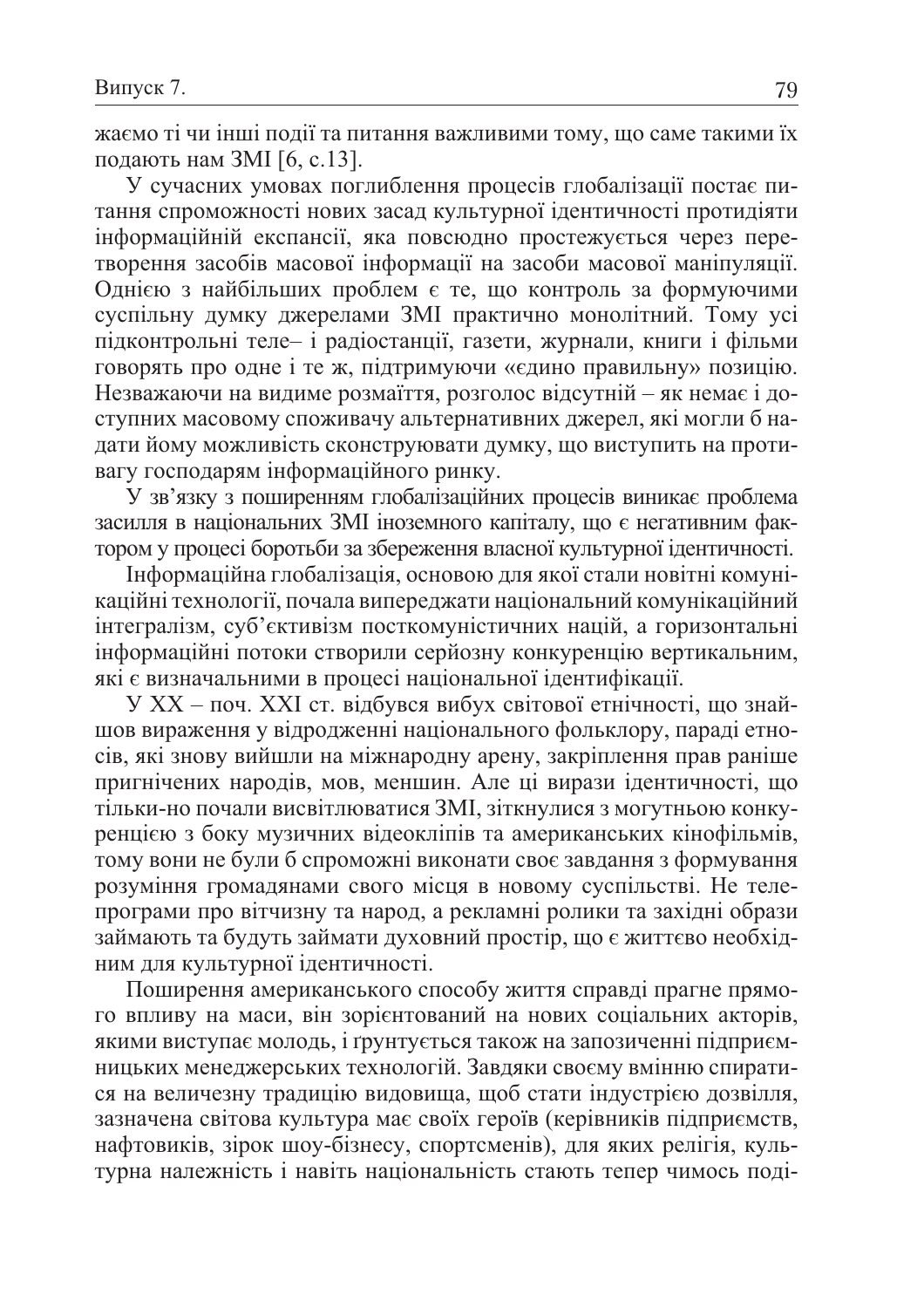жаємо ті чи інші події та питання важливими тому, що саме такими їх подають нам ЗМІ [6, с.13].

У сучасних умовах поглиблення процесів глобалізації постає питання спроможності нових засад культурної ідентичності протидіяти інформаційній експансії, яка повсюдно простежується через перетворення засобів масової інформації на засоби масової маніпуляції. Однією з найбільших проблем є те, що контроль за формуючими суспільну думку джерелами ЗМІ практично монолітний. Тому усі підконтрольні теле– і радіостанції, газети, журнали, книги і фільми говорять про одне і те ж, підтримуючи «єдино правильну» позицію. Незважаючи на видиме розмаїття, розголос відсутній – як немає і доступних масовому споживачу альтернативних джерел, які могли б надати йому можливість сконструювати думку, що виступить на противагу господарям інформаційного ринку.

У зв'язку з поширенням глобалізаційних процесів виникає проблема засилля в національних ЗМІ іноземного капіталу, що є негативним фактором у процесі боротьби за збереження власної культурної ідентичності.

Інформаційна глобалізація, основою для якої стали новітні комунікаційні технології, почала випереджати національний комунікаційний інтегралізм, суб'єктивізм посткомуністичних націй, а горизонтальні інформаційні потоки створили серйозну конкуренцію вертикальним, які є визначальними в процесі національної ідентифікації.

У XX – поч. XXI ст. відбувся вибух світової етнічності, що знайшов вираження у відродженні національного фольклору, параді етносів, які знову вийшли на міжнародну арену, закріплення прав раніше пригнічених народів, мов, меншин. Але ці вирази ідентичності, що тільки-но почали висвітлюватися ЗМІ, зіткнулися з могутньою конкуренцією з боку музичних відеокліпів та американських кінофільмів, тому вони не були б спроможні виконати своє завдання з формування розуміння громадянами свого місця в новому суспільстві. Не телепрограми про вітчизну та народ, а рекламні ролики та західні образи займають та будуть займати духовний простір, що є життєво необхідним для культурної ідентичності.

Поширення американського способу життя справді прагне прямого впливу на маси, він зорієнтований на нових соціальних акторів, якими виступає молодь, і ґрунтується також на запозиченні підприємницьких менеджерських технологій. Завдяки своєму вмінню спиратися на величезну традицію видовища, щоб стати індустрією дозвілля, зазначена світова культура має своїх героїв (керівників підприємств, нафтовиків, зірок шоу-бізнесу, спортсменів), для яких релігія, культурна належність і навіть національність стають тепер чимось поді-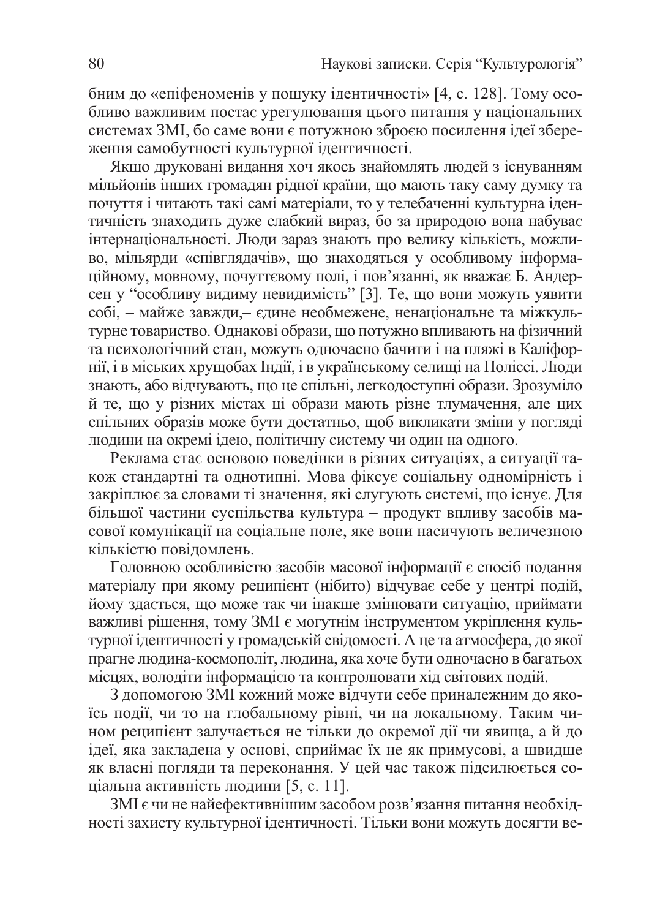бним до «епіфеноменів у пошуку ідентичності» [4, с. 128]. Тому особливо важливим постає урегулювання цього питання у національних системах ЗМІ, бо саме вони є потужною зброєю посилення ідеї збереження самобутності культурної ідентичності.

Якщо друковані видання хоч якось знайомлять людей з існуванням мільйонів інших громадян рідної країни, що мають таку саму думку та почуття і читають такі самі матеріали, то у телебаченні культурна ідентичність знаходить дуже слабкий вираз, бо за природою вона набуває інтернаціональності. Люди зараз знають про велику кількість, можливо, мільярди «співглядачів», що знаходяться у особливому інформаційному, мовному, почуттєвому полі, і пов'язанні, як вважає Б. Андерсен у "особливу видиму невидимість" [3]. Те, що вони можуть уявити собі, – майже завжди,– єдине необмежене, ненаціональне та міжкультурне товариство. Однакові образи, що потужно впливають на фізичний та психологічний стан, можуть одночасно бачити і на пляжі в Каліфорнії, і в міських хрущобах Індії, і в українському селищі на Поліссі. Люди знають, або відчувають, що це спільні, легкодоступні образи. Зрозуміло й те, що у різних містах ці образи мають різне тлумачення, але цих спільних образів може бути достатньо, щоб викликати зміни у погляді людини на окремі ідею, політичну систему чи один на одного.

Реклама стає основою поведінки в різних ситуаціях, а ситуації також стандартні та однотипні. Мова фіксує соціальну одномірність і закріплює за словами ті значення, які слугують системі, що існує. Для більшої частини суспільства культура – продукт впливу засобів масової комунікації на соціальне поле, яке вони насичують величезною кількістю повідомлень.

Головною особливістю засобів масової інформації є спосіб подання матеріалу при якому реципієнт (нібито) відчуває себе у центрі подій, йому здається, що може так чи інакше змінювати ситуацію, приймати важливі рішення, тому ЗМІ є могутнім інструментом укріплення культурної ідентичності у громадській свідомості. А це та атмосфера, до якої прагне людина-космополіт, людина, яка хоче бути одночасно в багатьох місцях, володіти інформацією та контролювати хід світових подій.

З допомогою ЗМІ кожний може відчути себе приналежним до якоїсь події, чи то на глобальному рівні, чи на локальному. Таким чином реципієнт залучається не тільки до окремої дії чи явища, а й до ідеї, яка закладена у основі, сприймає їх не як примусові, а швидше як власні погляди та переконання. У цей час також підсилюється соціальна активність людини [5, с. 11].

ЗМІ є чи не найефективнішим засобом розв'язання питання необхідності захисту культурної ідентичності. Тільки вони можуть досягти ве-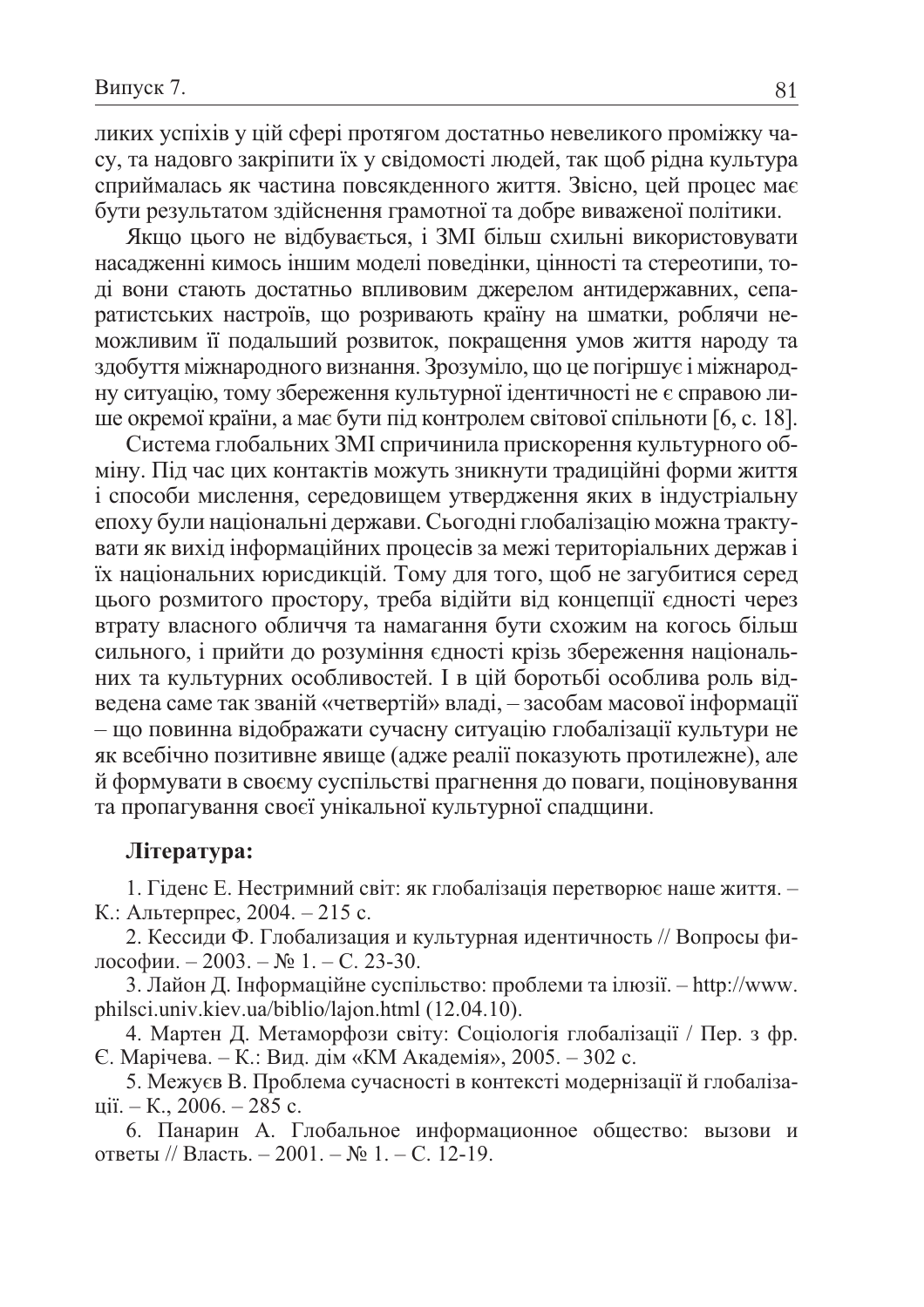ликих успіхів у цій сфері протягом достатньо невеликого проміжку часу, та надовго закріпити їх у свідомості людей, так щоб рідна культура сприймалась як частина повсякденного життя. Звісно, цей процес має бути результатом здійснення грамотної та добре виваженої політики.

Якщо цього не відбувається, і ЗМІ більш схильні використовувати насадженні кимось іншим моделі поведінки, цінності та стереотипи, тоді вони стають достатньо впливовим джерелом антидержавних, сепаратистських настроїв, що розривають країну на шматки, роблячи неможливим її подальший розвиток, покращення умов життя народу та здобуття міжнародного визнання. Зрозуміло, що це погіршує і міжнародну ситуацію, тому збереження культурної ідентичності не є справою лише окремої країни, а має бути під контролем світової спільноти [6, с. 18].

Система глобальних ЗМІ спричинила прискорення культурного обміну. Під час цих контактів можуть зникнути традиційні форми життя і способи мислення, середовищем утвердження яких в індустріальну епоху були національні держави. Сьогодні глобалізацію можна трактувати як вихід інформаційних процесів за межі територіальних держав і їх національних юрисдикцій. Тому для того, щоб не загубитися серед цього розмитого простору, треба відійти від концепції єдності через втрату власного обличчя та намагання бути схожим на когось більш сильного, і прийти до розуміння єдності крізь збереження національних та культурних особливостей. І в цій боротьбі особлива роль відведена саме так званій «четвертій» владі, – засобам масової інформації – що повинна відображати сучасну ситуацію глобалізації культури не як всебічно позитивне явище (адже реалії показують протилежне), але й формувати в своєму суспільстві прагнення до поваги, поціновування та пропагування своєї унікальної культурної спадщини.

### Література:

1. Гіденс Е. Нестримний світ: як глобалізація перетворює наше життя. – К.: Альтерпрес, 2004. – 215 с.
2. Кессиди Ф. Глобализация и культурная идентичность // Вопросы философии. – 2003. – № 1. – С. 23-30.
3. Лайон Д. Інформаційне суспільство: проблеми та ілюзії. – http://www.philsci.univ.kiev.ua/biblio/lajon.html (12.04.10).
4. Мартен Д. Метаморфози світу: Соціологія глобалізації / Пер. з фр. Є. Марічева. – К.: Вид. дім «КМ Академія», 2005. – 302 с.
5. Межуєв В. Проблема сучасності в контексті модернізації й глобалізації. – К., 2006. – 285 с.
6. Панарин А. Глобальное информационное общество: вызови и ответы // Власть. – 2001. – № 1. – С. 12-19.